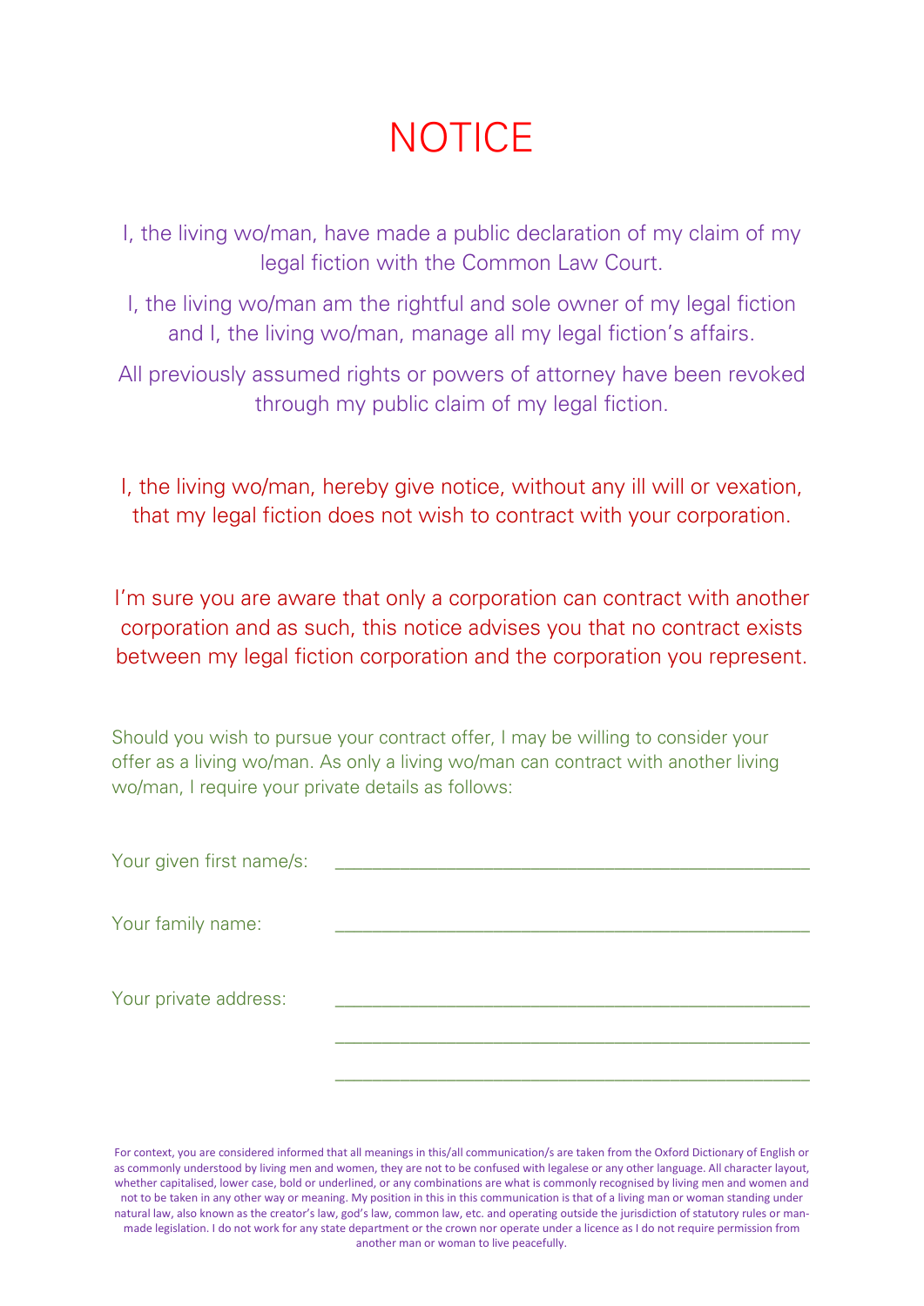# NOTICE

I, the living wo/man, have made a public declaration of my claim of my legal fiction with the Common Law Court.

I, the living wo/man am the rightful and sole owner of my legal fiction and I, the living wo/man, manage all my legal fiction's affairs.

All previously assumed rights or powers of attorney have been revoked through my public claim of my legal fiction.

I, the living wo/man, hereby give notice, without any ill will or vexation, that my legal fiction does not wish to contract with your corporation.

I'm sure you are aware that only a corporation can contract with another corporation and as such, this notice advises you that no contract exists between my legal fiction corporation and the corporation you represent.

Should you wish to pursue your contract offer, I may be willing to consider your offer as a living wo/man. As only a living wo/man can contract with another living wo/man, I require your private details as follows:

Your given first name/s: ______________________________________________

Your family name: ______________________________________________

Your private address: ______________________________________________

______________________________________________

______________________________________________

For context, you are considered informed that all meanings in this/all communication/s are taken from the Oxford Dictionary of English or as commonly understood by living men and women, they are not to be confused with legalese or any other language. All character layout, whether capitalised, lower case, bold or underlined, or any combinations are what is commonly recognised by living men and women and not to be taken in any other way or meaning. My position in this in this communication is that of a living man or woman standing under natural law, also known as the creator's law, god's law, common law, etc. and operating outside the jurisdiction of statutory rules or man-made legislation. I do not work for any state department or the crown nor operate under a licence as I do not require permission from another man or woman to live peacefully.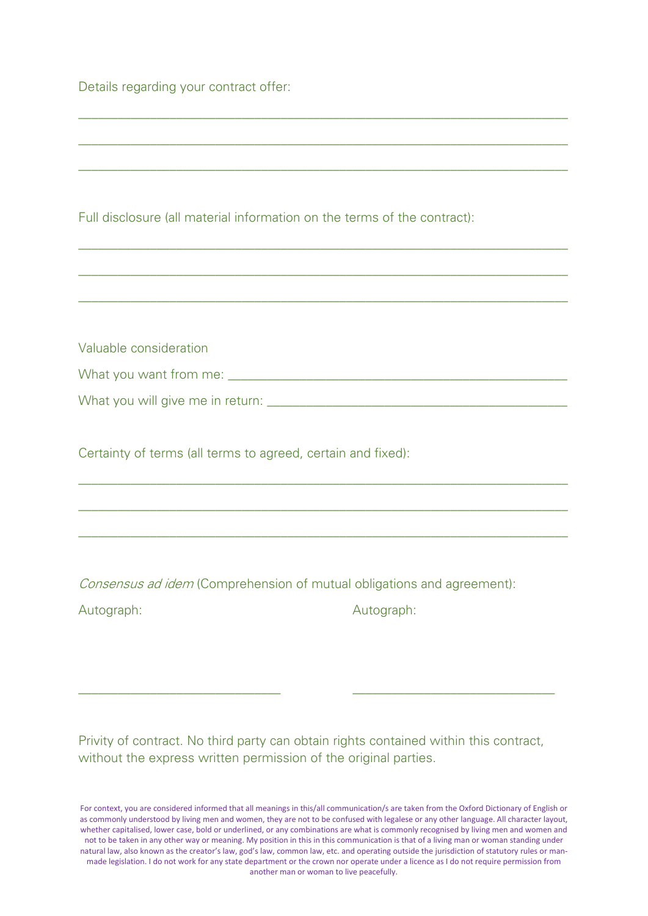Details regarding your contract offer:

\_\_\_\_\_\_\_\_\_\_\_\_\_\_\_\_\_\_\_\_\_\_\_\_\_\_\_\_\_\_\_\_\_\_\_\_\_\_\_\_\_\_\_\_\_\_\_\_\_\_\_\_\_\_\_\_\_\_\_\_\_\_\_\_\_\_\_\_

\_\_\_\_\_\_\_\_\_\_\_\_\_\_\_\_\_\_\_\_\_\_\_\_\_\_\_\_\_\_\_\_\_\_\_\_\_\_\_\_\_\_\_\_\_\_\_\_\_\_\_\_\_\_\_\_\_\_\_\_\_\_\_\_\_\_\_\_

\_\_\_\_\_\_\_\_\_\_\_\_\_\_\_\_\_\_\_\_\_\_\_\_\_\_\_\_\_\_\_\_\_\_\_\_\_\_\_\_\_\_\_\_\_\_\_\_\_\_\_\_\_\_\_\_\_\_\_\_\_\_\_\_\_\_\_\_

Full disclosure (all material information on the terms of the contract):

\_\_\_\_\_\_\_\_\_\_\_\_\_\_\_\_\_\_\_\_\_\_\_\_\_\_\_\_\_\_\_\_\_\_\_\_\_\_\_\_\_\_\_\_\_\_\_\_\_\_\_\_\_\_\_\_\_\_\_\_\_\_\_\_\_\_\_\_

\_\_\_\_\_\_\_\_\_\_\_\_\_\_\_\_\_\_\_\_\_\_\_\_\_\_\_\_\_\_\_\_\_\_\_\_\_\_\_\_\_\_\_\_\_\_\_\_\_\_\_\_\_\_\_\_\_\_\_\_\_\_\_\_\_\_\_\_

\_\_\_\_\_\_\_\_\_\_\_\_\_\_\_\_\_\_\_\_\_\_\_\_\_\_\_\_\_\_\_\_\_\_\_\_\_\_\_\_\_\_\_\_\_\_\_\_\_\_\_\_\_\_\_\_\_\_\_\_\_\_\_\_\_\_\_\_

Valuable consideration

What you want from me: \_\_\_\_\_\_\_\_\_\_\_\_\_\_\_\_\_\_\_\_\_\_\_\_\_\_\_\_\_\_\_\_\_\_\_\_\_\_\_\_\_\_\_\_\_\_\_\_

What you will give me in return: \_\_\_\_\_\_\_\_\_\_\_\_\_\_\_\_\_\_\_\_\_\_\_\_\_\_\_\_\_\_\_\_\_\_\_\_\_\_\_\_\_\_

Certainty of terms (all terms to agreed, certain and fixed):

\_\_\_\_\_\_\_\_\_\_\_\_\_\_\_\_\_\_\_\_\_\_\_\_\_\_\_\_\_\_\_\_\_\_\_\_\_\_\_\_\_\_\_\_\_\_\_\_\_\_\_\_\_\_\_\_\_\_\_\_\_\_\_\_\_\_\_\_

\_\_\_\_\_\_\_\_\_\_\_\_\_\_\_\_\_\_\_\_\_\_\_\_\_\_\_\_\_\_\_\_\_\_\_\_\_\_\_\_\_\_\_\_\_\_\_\_\_\_\_\_\_\_\_\_\_\_\_\_\_\_\_\_\_\_\_\_

\_\_\_\_\_\_\_\_\_\_\_\_\_\_\_\_\_\_\_\_\_\_\_\_\_\_\_\_\_\_\_\_\_\_\_\_\_\_\_\_\_\_\_\_\_\_\_\_\_\_\_\_\_\_\_\_\_\_\_\_\_\_\_\_\_\_\_\_

*Consensus ad idem* (Comprehension of mutual obligations and agreement):

Autograph:

\_\_\_\_\_\_\_\_\_\_\_\_\_\_\_\_\_\_\_\_\_\_\_\_\_\_\_\_\_\_

Autograph:

\_\_\_\_\_\_\_\_\_\_\_\_\_\_\_\_\_\_\_\_\_\_\_\_\_\_\_\_\_\_

Privity of contract. No third party can obtain rights contained within this contract, without the express written permission of the original parties.

For context, you are considered informed that all meanings in this/all communication/s are taken from the Oxford Dictionary of English or as commonly understood by living men and women, they are not to be confused with legalese or any other language. All character layout, whether capitalised, lower case, bold or underlined, or any combinations are what is commonly recognised by living men and women and not to be taken in any other way or meaning. My position in this in this communication is that of a living man or woman standing under natural law, also known as the creator's law, god's law, common law, etc. and operating outside the jurisdiction of statutory rules or man-made legislation. I do not work for any state department or the crown nor operate under a licence as I do not require permission from another man or woman to live peacefully.